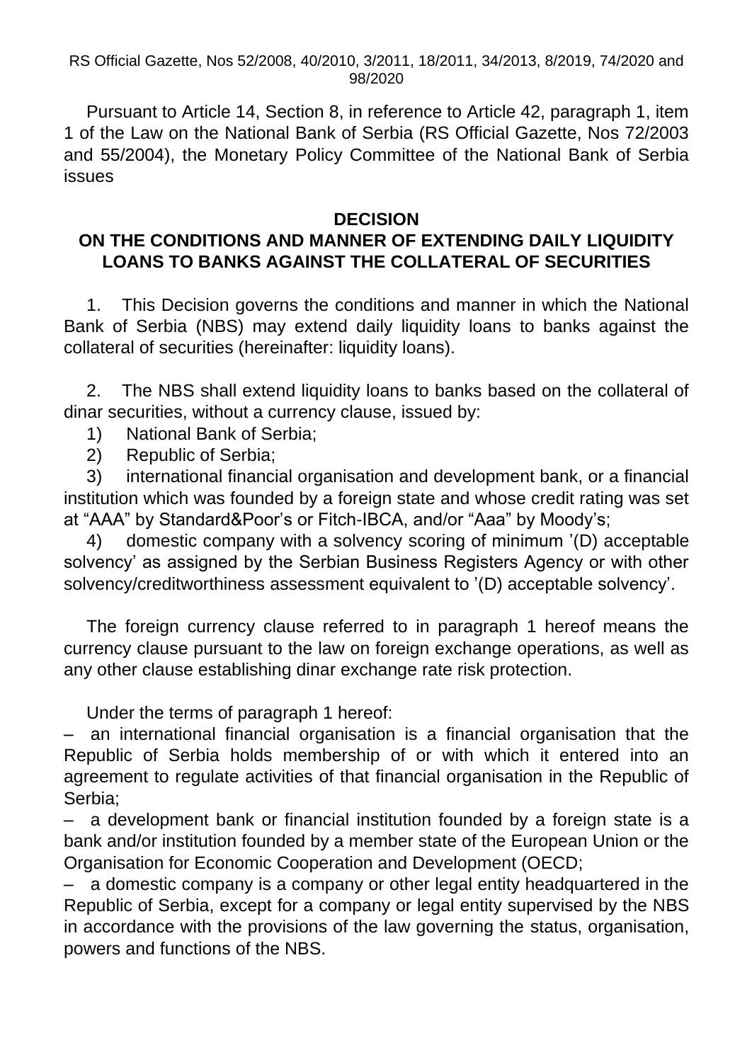RS Official Gazette, Nos 52/2008, 40/2010, 3/2011, 18/2011, 34/2013, 8/2019, 74/2020 and 98/2020

Pursuant to Article 14, Section 8, in reference to Article 42, paragraph 1, item 1 of the Law on the National Bank of Serbia (RS Official Gazette, Nos 72/2003 and 55/2004), the Monetary Policy Committee of the National Bank of Serbia issues

# DECISION
# ON THE CONDITIONS AND MANNER OF EXTENDING DAILY LIQUIDITY LOANS TO BANKS AGAINST THE COLLATERAL OF SECURITIES

1. This Decision governs the conditions and manner in which the National Bank of Serbia (NBS) may extend daily liquidity loans to banks against the collateral of securities (hereinafter: liquidity loans).

2. The NBS shall extend liquidity loans to banks based on the collateral of dinar securities, without a currency clause, issued by:

1) National Bank of Serbia;
2) Republic of Serbia;
3) international financial organisation and development bank, or a financial institution which was founded by a foreign state and whose credit rating was set at "AAA" by Standard&Poor's or Fitch-IBCA, and/or "Aaa" by Moody's;
4) domestic company with a solvency scoring of minimum '(D) acceptable solvency' as assigned by the Serbian Business Registers Agency or with other solvency/creditworthiness assessment equivalent to '(D) acceptable solvency'.

The foreign currency clause referred to in paragraph 1 hereof means the currency clause pursuant to the law on foreign exchange operations, as well as any other clause establishing dinar exchange rate risk protection.

Under the terms of paragraph 1 hereof:

– an international financial organisation is a financial organisation that the Republic of Serbia holds membership of or with which it entered into an agreement to regulate activities of that financial organisation in the Republic of Serbia;

– a development bank or financial institution founded by a foreign state is a bank and/or institution founded by a member state of the European Union or the Organisation for Economic Cooperation and Development (OECD;

– a domestic company is a company or other legal entity headquartered in the Republic of Serbia, except for a company or legal entity supervised by the NBS in accordance with the provisions of the law governing the status, organisation, powers and functions of the NBS.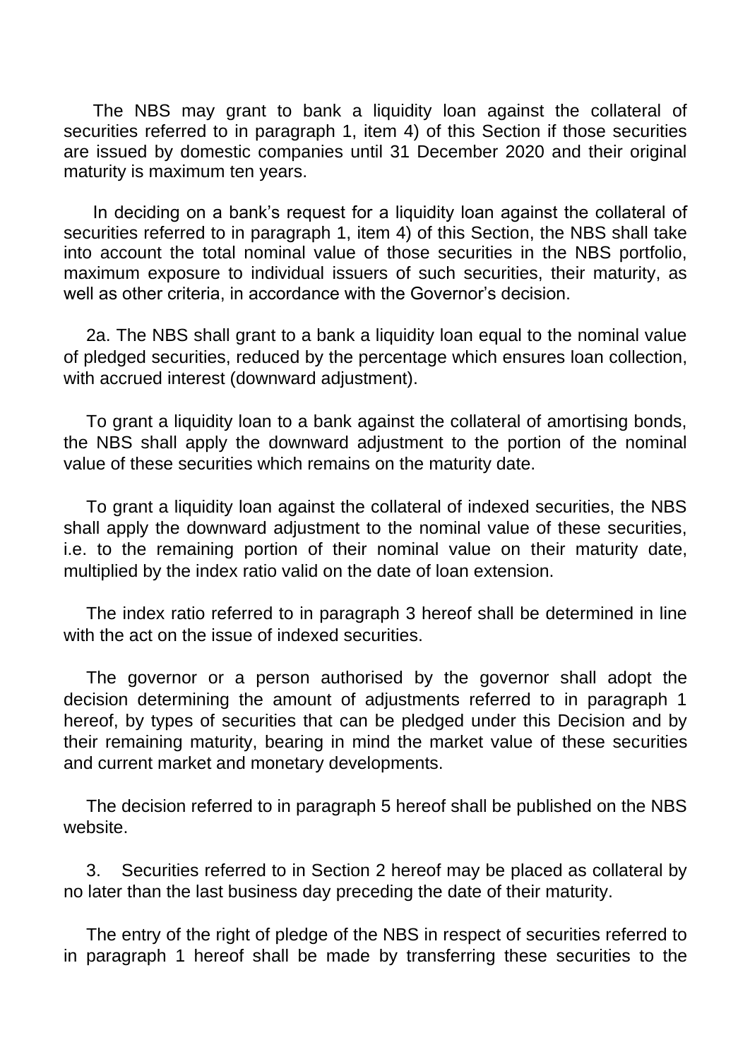The NBS may grant to bank a liquidity loan against the collateral of securities referred to in paragraph 1, item 4) of this Section if those securities are issued by domestic companies until 31 December 2020 and their original maturity is maximum ten years.

In deciding on a bank's request for a liquidity loan against the collateral of securities referred to in paragraph 1, item 4) of this Section, the NBS shall take into account the total nominal value of those securities in the NBS portfolio, maximum exposure to individual issuers of such securities, their maturity, as well as other criteria, in accordance with the Governor's decision.

2a. The NBS shall grant to a bank a liquidity loan equal to the nominal value of pledged securities, reduced by the percentage which ensures loan collection, with accrued interest (downward adjustment).

To grant a liquidity loan to a bank against the collateral of amortising bonds, the NBS shall apply the downward adjustment to the portion of the nominal value of these securities which remains on the maturity date.

To grant a liquidity loan against the collateral of indexed securities, the NBS shall apply the downward adjustment to the nominal value of these securities, i.e. to the remaining portion of their nominal value on their maturity date, multiplied by the index ratio valid on the date of loan extension.

The index ratio referred to in paragraph 3 hereof shall be determined in line with the act on the issue of indexed securities.

The governor or a person authorised by the governor shall adopt the decision determining the amount of adjustments referred to in paragraph 1 hereof, by types of securities that can be pledged under this Decision and by their remaining maturity, bearing in mind the market value of these securities and current market and monetary developments.

The decision referred to in paragraph 5 hereof shall be published on the NBS website.

3. Securities referred to in Section 2 hereof may be placed as collateral by no later than the last business day preceding the date of their maturity.

The entry of the right of pledge of the NBS in respect of securities referred to in paragraph 1 hereof shall be made by transferring these securities to the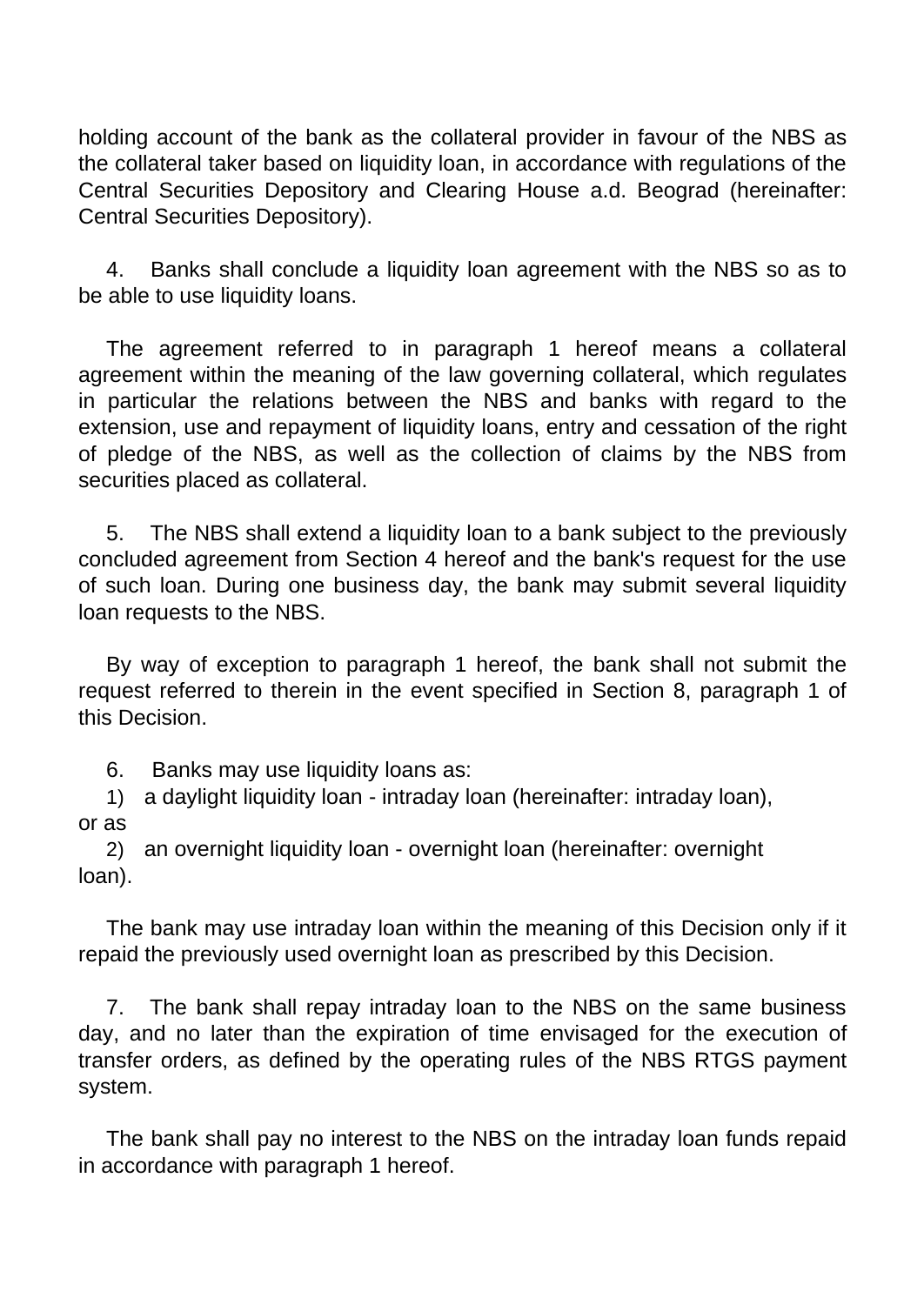holding account of the bank as the collateral provider in favour of the NBS as the collateral taker based on liquidity loan, in accordance with regulations of the Central Securities Depository and Clearing House a.d. Beograd (hereinafter: Central Securities Depository).

4. Banks shall conclude a liquidity loan agreement with the NBS so as to be able to use liquidity loans.

The agreement referred to in paragraph 1 hereof means a collateral agreement within the meaning of the law governing collateral, which regulates in particular the relations between the NBS and banks with regard to the extension, use and repayment of liquidity loans, entry and cessation of the right of pledge of the NBS, as well as the collection of claims by the NBS from securities placed as collateral.

5. The NBS shall extend a liquidity loan to a bank subject to the previously concluded agreement from Section 4 hereof and the bank's request for the use of such loan. During one business day, the bank may submit several liquidity loan requests to the NBS.

By way of exception to paragraph 1 hereof, the bank shall not submit the request referred to therein in the event specified in Section 8, paragraph 1 of this Decision.

6. Banks may use liquidity loans as:

1) a daylight liquidity loan - intraday loan (hereinafter: intraday loan), or as

2) an overnight liquidity loan - overnight loan (hereinafter: overnight loan).

The bank may use intraday loan within the meaning of this Decision only if it repaid the previously used overnight loan as prescribed by this Decision.

7. The bank shall repay intraday loan to the NBS on the same business day, and no later than the expiration of time envisaged for the execution of transfer orders, as defined by the operating rules of the NBS RTGS payment system.

The bank shall pay no interest to the NBS on the intraday loan funds repaid in accordance with paragraph 1 hereof.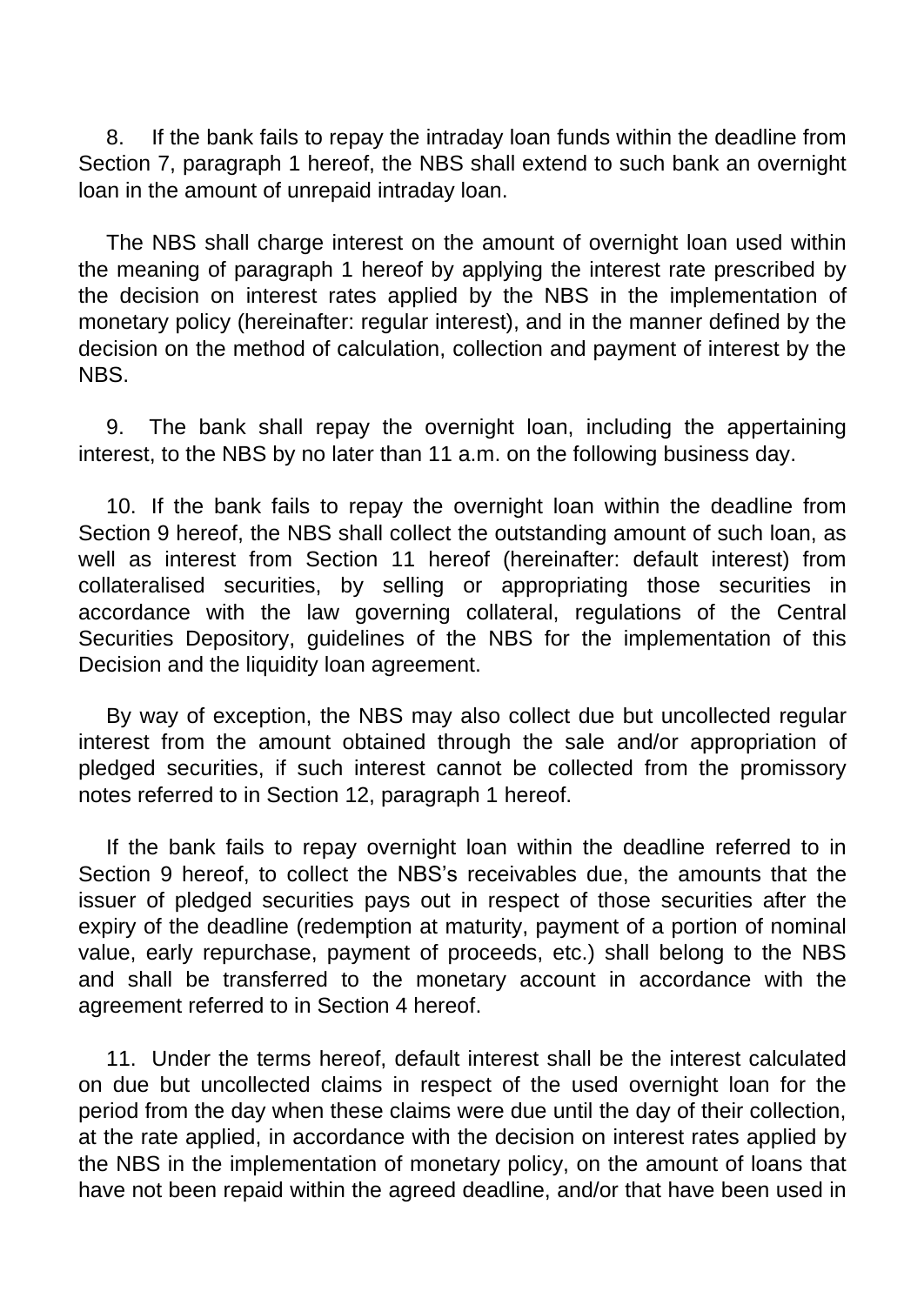8. If the bank fails to repay the intraday loan funds within the deadline from Section 7, paragraph 1 hereof, the NBS shall extend to such bank an overnight loan in the amount of unrepaid intraday loan.

The NBS shall charge interest on the amount of overnight loan used within the meaning of paragraph 1 hereof by applying the interest rate prescribed by the decision on interest rates applied by the NBS in the implementation of monetary policy (hereinafter: regular interest), and in the manner defined by the decision on the method of calculation, collection and payment of interest by the NBS.

9. The bank shall repay the overnight loan, including the appertaining interest, to the NBS by no later than 11 a.m. on the following business day.

10. If the bank fails to repay the overnight loan within the deadline from Section 9 hereof, the NBS shall collect the outstanding amount of such loan, as well as interest from Section 11 hereof (hereinafter: default interest) from collateralised securities, by selling or appropriating those securities in accordance with the law governing collateral, regulations of the Central Securities Depository, guidelines of the NBS for the implementation of this Decision and the liquidity loan agreement.

By way of exception, the NBS may also collect due but uncollected regular interest from the amount obtained through the sale and/or appropriation of pledged securities, if such interest cannot be collected from the promissory notes referred to in Section 12, paragraph 1 hereof.

If the bank fails to repay overnight loan within the deadline referred to in Section 9 hereof, to collect the NBS's receivables due, the amounts that the issuer of pledged securities pays out in respect of those securities after the expiry of the deadline (redemption at maturity, payment of a portion of nominal value, early repurchase, payment of proceeds, etc.) shall belong to the NBS and shall be transferred to the monetary account in accordance with the agreement referred to in Section 4 hereof.

11. Under the terms hereof, default interest shall be the interest calculated on due but uncollected claims in respect of the used overnight loan for the period from the day when these claims were due until the day of their collection, at the rate applied, in accordance with the decision on interest rates applied by the NBS in the implementation of monetary policy, on the amount of loans that have not been repaid within the agreed deadline, and/or that have been used in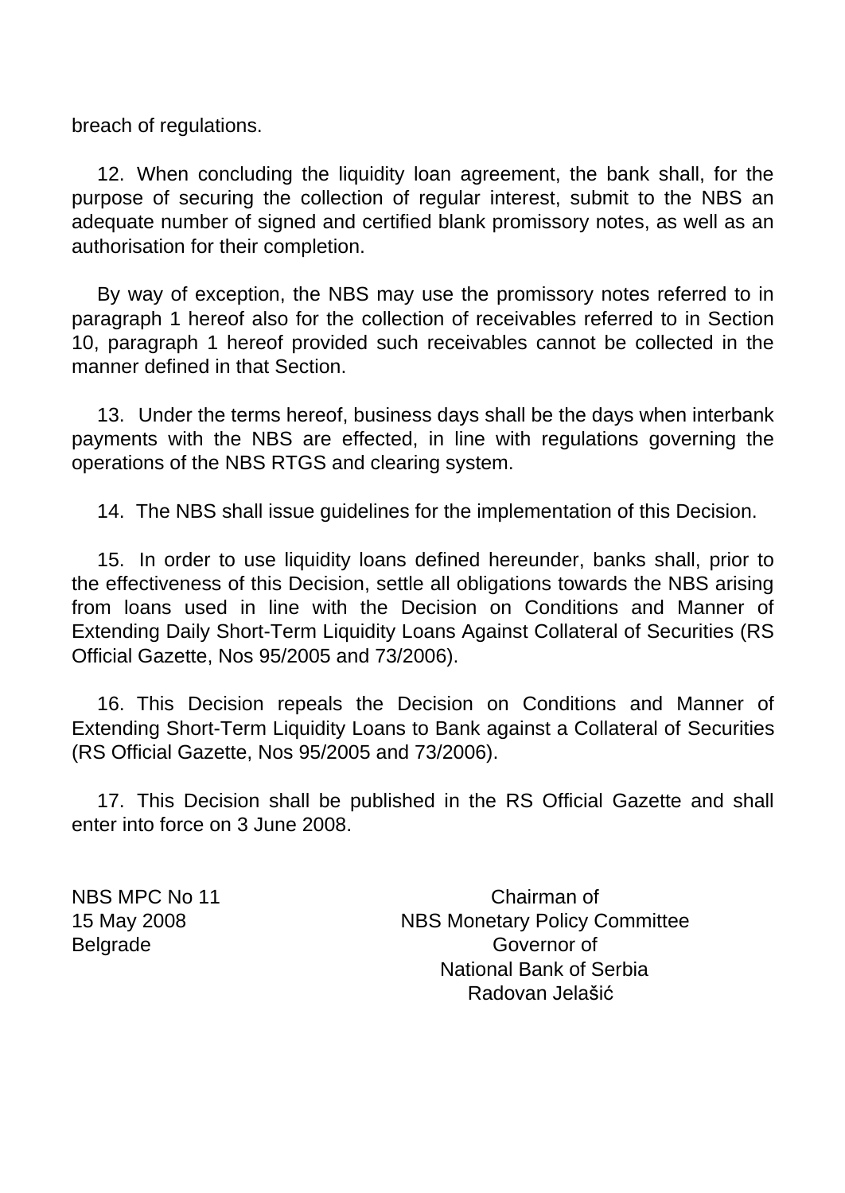breach of regulations.

12. When concluding the liquidity loan agreement, the bank shall, for the purpose of securing the collection of regular interest, submit to the NBS an adequate number of signed and certified blank promissory notes, as well as an authorisation for their completion.

By way of exception, the NBS may use the promissory notes referred to in paragraph 1 hereof also for the collection of receivables referred to in Section 10, paragraph 1 hereof provided such receivables cannot be collected in the manner defined in that Section.

13. Under the terms hereof, business days shall be the days when interbank payments with the NBS are effected, in line with regulations governing the operations of the NBS RTGS and clearing system.

14. The NBS shall issue guidelines for the implementation of this Decision.

15. In order to use liquidity loans defined hereunder, banks shall, prior to the effectiveness of this Decision, settle all obligations towards the NBS arising from loans used in line with the Decision on Conditions and Manner of Extending Daily Short-Term Liquidity Loans Against Collateral of Securities (RS Official Gazette, Nos 95/2005 and 73/2006).

16. This Decision repeals the Decision on Conditions and Manner of Extending Short-Term Liquidity Loans to Bank against a Collateral of Securities (RS Official Gazette, Nos 95/2005 and 73/2006).

17. This Decision shall be published in the RS Official Gazette and shall enter into force on 3 June 2008.

NBS MPC No 11
15 May 2008
Belgrade

Chairman of
NBS Monetary Policy Committee
Governor of
National Bank of Serbia
Radovan Jelašić